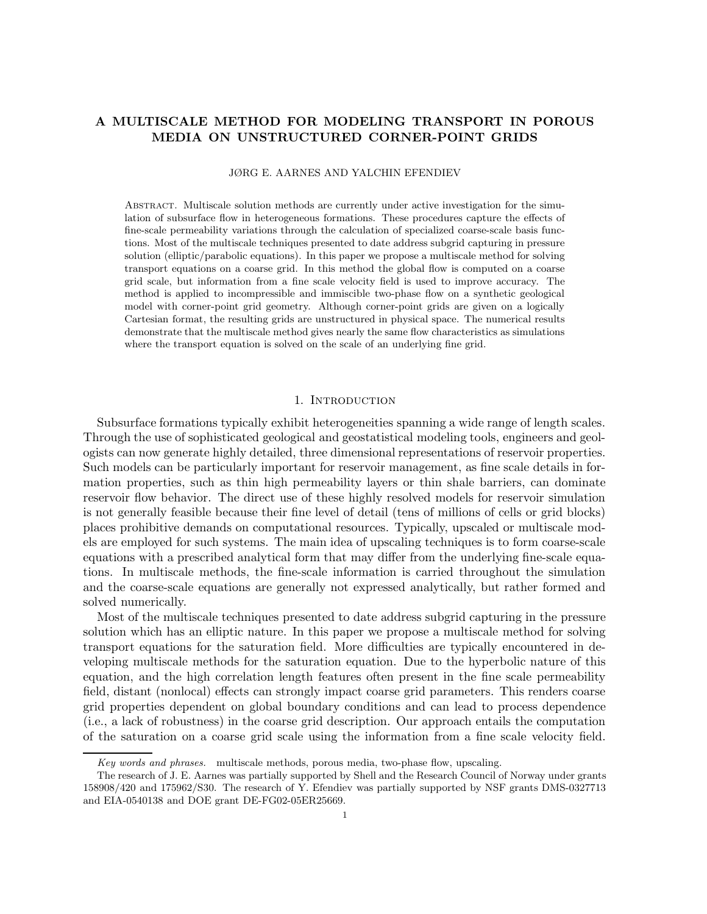# A MULTISCALE METHOD FOR MODELING TRANSPORT IN POROUS MEDIA ON UNSTRUCTURED CORNER-POINT GRIDS

JØRG E. AARNES AND YALCHIN EFENDIEV

Abstract. Multiscale solution methods are currently under active investigation for the simulation of subsurface flow in heterogeneous formations. These procedures capture the effects of fine-scale permeability variations through the calculation of specialized coarse-scale basis functions. Most of the multiscale techniques presented to date address subgrid capturing in pressure solution (elliptic/parabolic equations). In this paper we propose a multiscale method for solving transport equations on a coarse grid. In this method the global flow is computed on a coarse grid scale, but information from a fine scale velocity field is used to improve accuracy. The method is applied to incompressible and immiscible two-phase flow on a synthetic geological model with corner-point grid geometry. Although corner-point grids are given on a logically Cartesian format, the resulting grids are unstructured in physical space. The numerical results demonstrate that the multiscale method gives nearly the same flow characteristics as simulations where the transport equation is solved on the scale of an underlying fine grid.

## 1. Introduction

Subsurface formations typically exhibit heterogeneities spanning a wide range of length scales. Through the use of sophisticated geological and geostatistical modeling tools, engineers and geologists can now generate highly detailed, three dimensional representations of reservoir properties. Such models can be particularly important for reservoir management, as fine scale details in formation properties, such as thin high permeability layers or thin shale barriers, can dominate reservoir flow behavior. The direct use of these highly resolved models for reservoir simulation is not generally feasible because their fine level of detail (tens of millions of cells or grid blocks) places prohibitive demands on computational resources. Typically, upscaled or multiscale models are employed for such systems. The main idea of upscaling techniques is to form coarse-scale equations with a prescribed analytical form that may differ from the underlying fine-scale equations. In multiscale methods, the fine-scale information is carried throughout the simulation and the coarse-scale equations are generally not expressed analytically, but rather formed and solved numerically.

Most of the multiscale techniques presented to date address subgrid capturing in the pressure solution which has an elliptic nature. In this paper we propose a multiscale method for solving transport equations for the saturation field. More difficulties are typically encountered in developing multiscale methods for the saturation equation. Due to the hyperbolic nature of this equation, and the high correlation length features often present in the fine scale permeability field, distant (nonlocal) effects can strongly impact coarse grid parameters. This renders coarse grid properties dependent on global boundary conditions and can lead to process dependence (i.e., a lack of robustness) in the coarse grid description. Our approach entails the computation of the saturation on a coarse grid scale using the information from a fine scale velocity field.

*Key words and phrases.* multiscale methods, porous media, two-phase flow, upscaling.

The research of J. E. Aarnes was partially supported by Shell and the Research Council of Norway under grants 158908/420 and 175962/S30. The research of Y. Efendiev was partially supported by NSF grants DMS-0327713 and EIA-0540138 and DOE grant DE-FG02-05ER25669.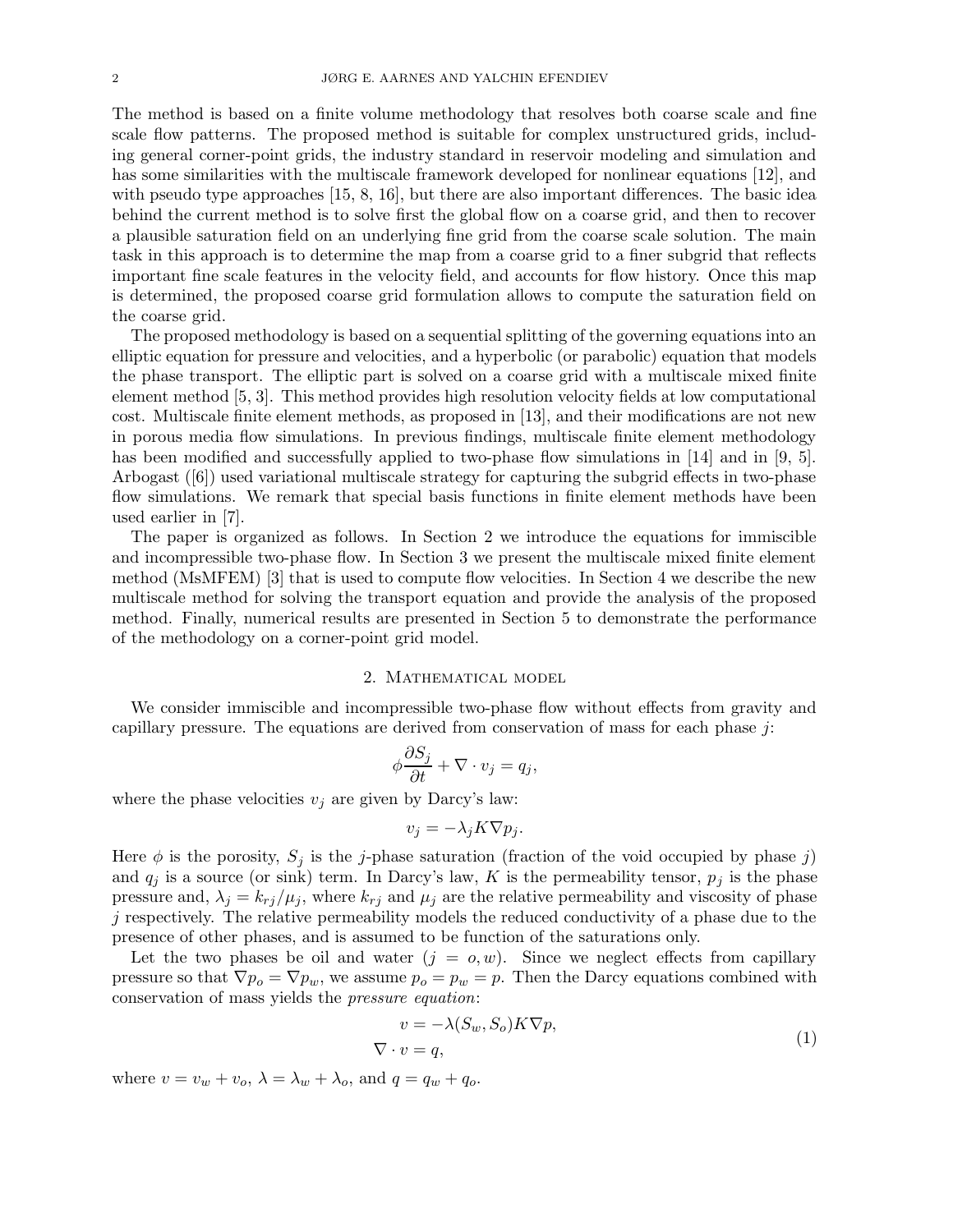The method is based on a finite volume methodology that resolves both coarse scale and fine scale flow patterns. The proposed method is suitable for complex unstructured grids, including general corner-point grids, the industry standard in reservoir modeling and simulation and has some similarities with the multiscale framework developed for nonlinear equations [12], and with pseudo type approaches [15, 8, 16], but there are also important differences. The basic idea behind the current method is to solve first the global flow on a coarse grid, and then to recover a plausible saturation field on an underlying fine grid from the coarse scale solution. The main task in this approach is to determine the map from a coarse grid to a finer subgrid that reflects important fine scale features in the velocity field, and accounts for flow history. Once this map is determined, the proposed coarse grid formulation allows to compute the saturation field on the coarse grid.

The proposed methodology is based on a sequential splitting of the governing equations into an elliptic equation for pressure and velocities, and a hyperbolic (or parabolic) equation that models the phase transport. The elliptic part is solved on a coarse grid with a multiscale mixed finite element method [5, 3]. This method provides high resolution velocity fields at low computational cost. Multiscale finite element methods, as proposed in [13], and their modifications are not new in porous media flow simulations. In previous findings, multiscale finite element methodology has been modified and successfully applied to two-phase flow simulations in [14] and in [9, 5]. Arbogast ([6]) used variational multiscale strategy for capturing the subgrid effects in two-phase flow simulations. We remark that special basis functions in finite element methods have been used earlier in [7].

The paper is organized as follows. In Section 2 we introduce the equations for immiscible and incompressible two-phase flow. In Section 3 we present the multiscale mixed finite element method (MsMFEM) [3] that is used to compute flow velocities. In Section 4 we describe the new multiscale method for solving the transport equation and provide the analysis of the proposed method. Finally, numerical results are presented in Section 5 to demonstrate the performance of the methodology on a corner-point grid model.

## 2. Mathematical model

We consider immiscible and incompressible two-phase flow without effects from gravity and capillary pressure. The equations are derived from conservation of mass for each phase $j$:

$$\phi \frac{\partial S_j}{\partial t} + \nabla \cdot v_j = q_j,$$

where the phase velocities $v_j$ are given by Darcy's law:

$$v_j = -\lambda_j K \nabla p_j.$$

Here $\phi$ is the porosity, $S_j$ is the $j$-phase saturation (fraction of the void occupied by phase $j$) and $q_j$ is a source (or sink) term. In Darcy's law, $K$ is the permeability tensor, $p_j$ is the phase pressure and, $\lambda_j = k_{rj}/\mu_j$, where $k_{rj}$ and $\mu_j$ are the relative permeability and viscosity of phase $j$ respectively. The relative permeability models the reduced conductivity of a phase due to the presence of other phases, and is assumed to be function of the saturations only.

Let the two phases be oil and water ($j = o, w$). Since we neglect effects from capillary pressure so that $\nabla p_o = \nabla p_w$, we assume $p_o = p_w = p$. Then the Darcy equations combined with conservation of mass yields the *pressure equation*:

$$\begin{aligned} v &= -\lambda(S_w, S_o) K \nabla p, \\ \nabla \cdot v &= q, \end{aligned} \tag{1}$$

where $v = v_w + v_o$, $\lambda = \lambda_w + \lambda_o$, and $q = q_w + q_o$.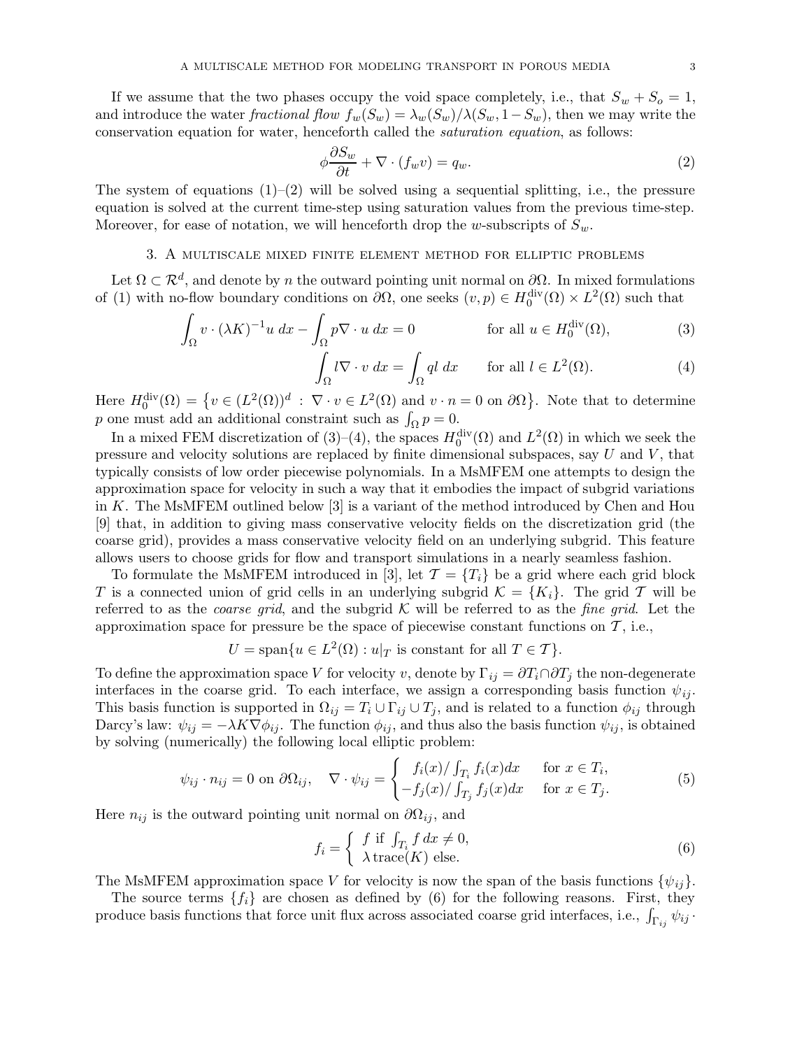If we assume that the two phases occupy the void space completely, i.e., that $S_w + S_o = 1$, and introduce the water *fractional flow* $f_w(S_w) = \lambda_w(S_w)/\lambda(S_w, 1-S_w)$, then we may write the conservation equation for water, henceforth called the *saturation equation*, as follows:

$$\phi \frac{\partial S_w}{\partial t} + \nabla \cdot (f_w v) = q_w. \tag{2}$$

The system of equations (1)–(2) will be solved using a sequential splitting, i.e., the pressure equation is solved at the current time-step using saturation values from the previous time-step. Moreover, for ease of notation, we will henceforth drop the $w$-subscripts of $S_w$.

## 3. A multiscale mixed finite element method for elliptic problems

Let $\Omega \subset \mathcal{R}^d$, and denote by $n$ the outward pointing unit normal on $\partial\Omega$. In mixed formulations of (1) with no-flow boundary conditions on $\partial\Omega$, one seeks $(v, p) \in H_0^{\text{div}}(\Omega) \times L^2(\Omega)$ such that

$$\int_\Omega v \cdot (\lambda K)^{-1} u \, dx - \int_\Omega p \nabla \cdot u \, dx = 0 \qquad \text{for all } u \in H_0^{\text{div}}(\Omega), \tag{3}$$

$$\int_\Omega l \nabla \cdot v \, dx = \int_\Omega q l \, dx \qquad \text{for all } l \in L^2(\Omega). \tag{4}$$

Here $H_0^{\text{div}}(\Omega) = \left\{ v \in (L^2(\Omega))^d \, : \, \nabla \cdot v \in L^2(\Omega) \text{ and } v \cdot n = 0 \text{ on } \partial\Omega \right\}$. Note that to determine $p$ one must add an additional constraint such as $\int_\Omega p = 0$.

In a mixed FEM discretization of (3)–(4), the spaces $H_0^{\text{div}}(\Omega)$ and $L^2(\Omega)$ in which we seek the pressure and velocity solutions are replaced by finite dimensional subspaces, say $U$ and $V$, that typically consists of low order piecewise polynomials. In a MsMFEM one attempts to design the approximation space for velocity in such a way that it embodies the impact of subgrid variations in $K$. The MsMFEM outlined below [3] is a variant of the method introduced by Chen and Hou [9] that, in addition to giving mass conservative velocity fields on the discretization grid (the coarse grid), provides a mass conservative velocity field on an underlying subgrid. This feature allows users to choose grids for flow and transport simulations in a nearly seamless fashion.

To formulate the MsMFEM introduced in [3], let $\mathcal{T} = \{T_i\}$ be a grid where each grid block $T$ is a connected union of grid cells in an underlying subgrid $\mathcal{K} = \{K_i\}$. The grid $\mathcal{T}$ will be referred to as the *coarse grid*, and the subgrid $\mathcal{K}$ will be referred to as the *fine grid*. Let the approximation space for pressure be the space of piecewise constant functions on $\mathcal{T}$, i.e.,

$$U = \text{span}\{u \in L^2(\Omega) : u|_T \text{ is constant for all } T \in \mathcal{T}\}.$$

To define the approximation space $V$ for velocity $v$, denote by $\Gamma_{ij} = \partial T_i \cap \partial T_j$ the non-degenerate interfaces in the coarse grid. To each interface, we assign a corresponding basis function $\psi_{ij}$. This basis function is supported in $\Omega_{ij} = T_i \cup \Gamma_{ij} \cup T_j$, and is related to a function $\phi_{ij}$ through Darcy's law: $\psi_{ij} = -\lambda K \nabla \phi_{ij}$. The function $\phi_{ij}$, and thus also the basis function $\psi_{ij}$, is obtained by solving (numerically) the following local elliptic problem:

$$\psi_{ij} \cdot n_{ij} = 0 \text{ on } \partial\Omega_{ij}, \quad \nabla \cdot \psi_{ij} = \begin{cases} f_i(x)/\int_{T_i} f_i(x) dx & \text{for } x \in T_i, \\ -f_j(x)/\int_{T_j} f_j(x) dx & \text{for } x \in T_j. \end{cases} \tag{5}$$

Here $n_{ij}$ is the outward pointing unit normal on $\partial\Omega_{ij}$, and

$$f_i = \begin{cases} f \text{ if } \int_{T_i} f \, dx \neq 0, \\ \lambda \, \text{trace}(K) \text{ else.} \end{cases} \tag{6}$$

The MsMFEM approximation space $V$ for velocity is now the span of the basis functions $\{\psi_{ij}\}$.

The source terms $\{f_i\}$ are chosen as defined by (6) for the following reasons. First, they produce basis functions that force unit flux across associated coarse grid interfaces, i.e., $\int_{\Gamma_{ij}} \psi_{ij} \cdot$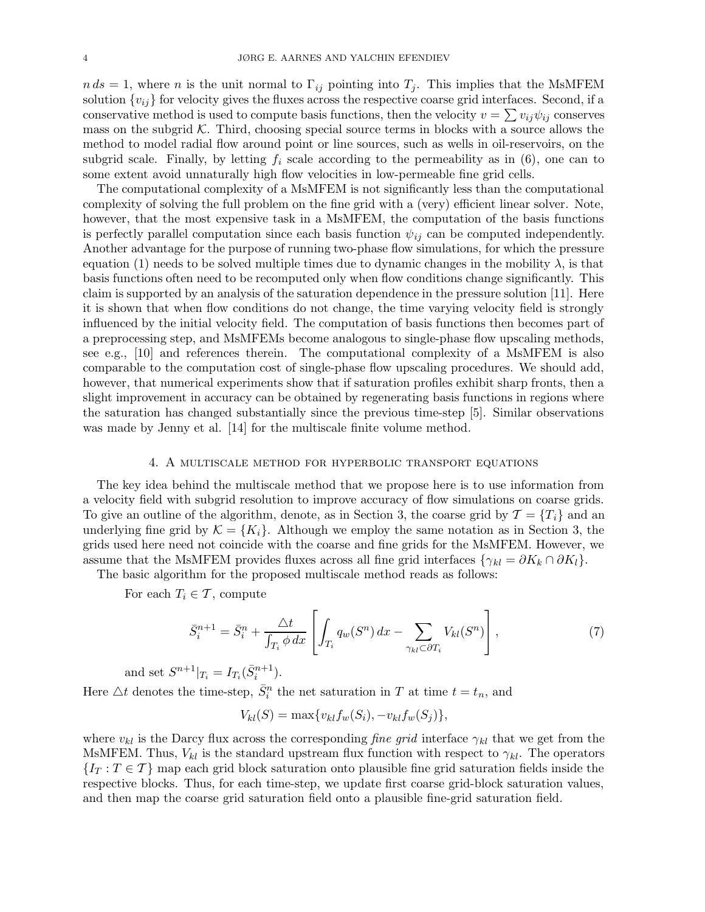$n\, ds = 1$, where $n$ is the unit normal to $\Gamma_{ij}$ pointing into $T_j$. This implies that the MsMFEM solution $\{v_{ij}\}$ for velocity gives the fluxes across the respective coarse grid interfaces. Second, if a conservative method is used to compute basis functions, then the velocity $v = \sum v_{ij}\psi_{ij}$ conserves mass on the subgrid $\mathcal{K}$. Third, choosing special source terms in blocks with a source allows the method to model radial flow around point or line sources, such as wells in oil-reservoirs, on the subgrid scale. Finally, by letting $f_i$ scale according to the permeability as in (6), one can to some extent avoid unnaturally high flow velocities in low-permeable fine grid cells.

The computational complexity of a MsMFEM is not significantly less than the computational complexity of solving the full problem on the fine grid with a (very) efficient linear solver. Note, however, that the most expensive task in a MsMFEM, the computation of the basis functions is perfectly parallel computation since each basis function $\psi_{ij}$ can be computed independently. Another advantage for the purpose of running two-phase flow simulations, for which the pressure equation (1) needs to be solved multiple times due to dynamic changes in the mobility $\lambda$, is that basis functions often need to be recomputed only when flow conditions change significantly. This claim is supported by an analysis of the saturation dependence in the pressure solution [11]. Here it is shown that when flow conditions do not change, the time varying velocity field is strongly influenced by the initial velocity field. The computation of basis functions then becomes part of a preprocessing step, and MsMFEMs become analogous to single-phase flow upscaling methods, see e.g., [10] and references therein. The computational complexity of a MsMFEM is also comparable to the computation cost of single-phase flow upscaling procedures. We should add, however, that numerical experiments show that if saturation profiles exhibit sharp fronts, then a slight improvement in accuracy can be obtained by regenerating basis functions in regions where the saturation has changed substantially since the previous time-step [5]. Similar observations was made by Jenny et al. [14] for the multiscale finite volume method.

## 4. A multiscale method for hyperbolic transport equations

The key idea behind the multiscale method that we propose here is to use information from a velocity field with subgrid resolution to improve accuracy of flow simulations on coarse grids. To give an outline of the algorithm, denote, as in Section 3, the coarse grid by $\mathcal{T} = \{T_i\}$ and an underlying fine grid by $\mathcal{K} = \{K_i\}$. Although we employ the same notation as in Section 3, the grids used here need not coincide with the coarse and fine grids for the MsMFEM. However, we assume that the MsMFEM provides fluxes across all fine grid interfaces $\{\gamma_{kl} = \partial K_k \cap \partial K_l\}$.

The basic algorithm for the proposed multiscale method reads as follows:

For each $T_i \in \mathcal{T}$, compute

$$\bar{S}_i^{n+1} = \bar{S}_i^n + \frac{\triangle t}{\int_{T_i} \phi\, dx} \left[ \int_{T_i} q_w(S^n)\, dx - \sum_{\gamma_{kl} \subset \partial T_i} V_{kl}(S^n) \right], \tag{7}$$

and set $S^{n+1}|_{T_i} = I_{T_i}(\bar{S}_i^{n+1})$.

Here $\triangle t$ denotes the time-step, $\bar{S}_i^n$ the net saturation in $T$ at time $t = t_n$, and

$$V_{kl}(S) = \max\{v_{kl} f_w(S_i), -v_{kl} f_w(S_j)\},$$

where $v_{kl}$ is the Darcy flux across the corresponding *fine grid* interface $\gamma_{kl}$ that we get from the MsMFEM. Thus, $V_{kl}$ is the standard upstream flux function with respect to $\gamma_{kl}$. The operators $\{I_T : T \in \mathcal{T}\}$ map each grid block saturation onto plausible fine grid saturation fields inside the respective blocks. Thus, for each time-step, we update first coarse grid-block saturation values, and then map the coarse grid saturation field onto a plausible fine-grid saturation field.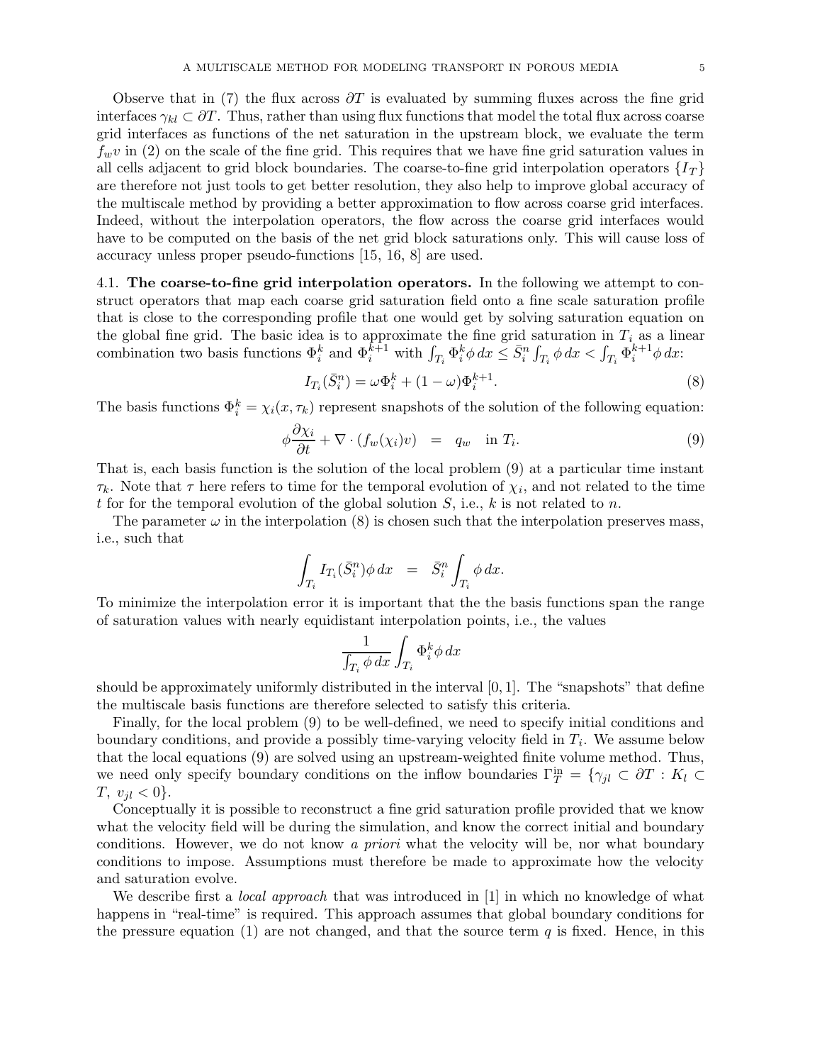Observe that in (7) the flux across $\partial T$ is evaluated by summing fluxes across the fine grid interfaces $\gamma_{kl} \subset \partial T$. Thus, rather than using flux functions that model the total flux across coarse grid interfaces as functions of the net saturation in the upstream block, we evaluate the term $f_w v$ in (2) on the scale of the fine grid. This requires that we have fine grid saturation values in all cells adjacent to grid block boundaries. The coarse-to-fine grid interpolation operators $\{I_T\}$ are therefore not just tools to get better resolution, they also help to improve global accuracy of the multiscale method by providing a better approximation to flow across coarse grid interfaces. Indeed, without the interpolation operators, the flow across the coarse grid interfaces would have to be computed on the basis of the net grid block saturations only. This will cause loss of accuracy unless proper pseudo-functions [15, 16, 8] are used.

**4.1. The coarse-to-fine grid interpolation operators.** In the following we attempt to construct operators that map each coarse grid saturation field onto a fine scale saturation profile that is close to the corresponding profile that one would get by solving saturation equation on the global fine grid. The basic idea is to approximate the fine grid saturation in $T_i$ as a linear combination two basis functions $\Phi_i^k$ and $\Phi_i^{k+1}$ with $\int_{T_i} \Phi_i^k \phi\, dx \leq \bar{S}_i^n \int_{T_i} \phi\, dx < \int_{T_i} \Phi_i^{k+1} \phi\, dx$:

$$I_{T_i}(\bar{S}_i^n) = \omega \Phi_i^k + (1-\omega)\Phi_i^{k+1}. \tag{8}$$

The basis functions $\Phi_i^k = \chi_i(x, \tau_k)$ represent snapshots of the solution of the following equation:

$$\phi \frac{\partial \chi_i}{\partial t} + \nabla \cdot (f_w(\chi_i) v) \;\; = \;\; q_w \quad \text{in } T_i. \tag{9}$$

That is, each basis function is the solution of the local problem (9) at a particular time instant $\tau_k$. Note that $\tau$ here refers to time for the temporal evolution of $\chi_i$, and not related to the time $t$ for for the temporal evolution of the global solution $S$, i.e., $k$ is not related to $n$.

The parameter $\omega$ in the interpolation (8) is chosen such that the interpolation preserves mass, i.e., such that

$$\int_{T_i} I_{T_i}(\bar{S}_i^n) \phi\, dx \;\; = \;\; \bar{S}_i^n \int_{T_i} \phi\, dx.$$

To minimize the interpolation error it is important that the the basis functions span the range of saturation values with nearly equidistant interpolation points, i.e., the values

$$\frac{1}{\int_{T_i} \phi\, dx} \int_{T_i} \Phi_i^k \phi\, dx$$

should be approximately uniformly distributed in the interval $[0, 1]$. The "snapshots" that define the multiscale basis functions are therefore selected to satisfy this criteria.

Finally, for the local problem (9) to be well-defined, we need to specify initial conditions and boundary conditions, and provide a possibly time-varying velocity field in $T_i$. We assume below that the local equations (9) are solved using an upstream-weighted finite volume method. Thus, we need only specify boundary conditions on the inflow boundaries $\Gamma_T^{\text{in}} = \{\gamma_{jl} \subset \partial T : K_l \subset T,\ v_{jl} < 0\}$.

Conceptually it is possible to reconstruct a fine grid saturation profile provided that we know what the velocity field will be during the simulation, and know the correct initial and boundary conditions. However, we do not know *a priori* what the velocity will be, nor what boundary conditions to impose. Assumptions must therefore be made to approximate how the velocity and saturation evolve.

We describe first a *local approach* that was introduced in [1] in which no knowledge of what happens in "real-time" is required. This approach assumes that global boundary conditions for the pressure equation (1) are not changed, and that the source term $q$ is fixed. Hence, in this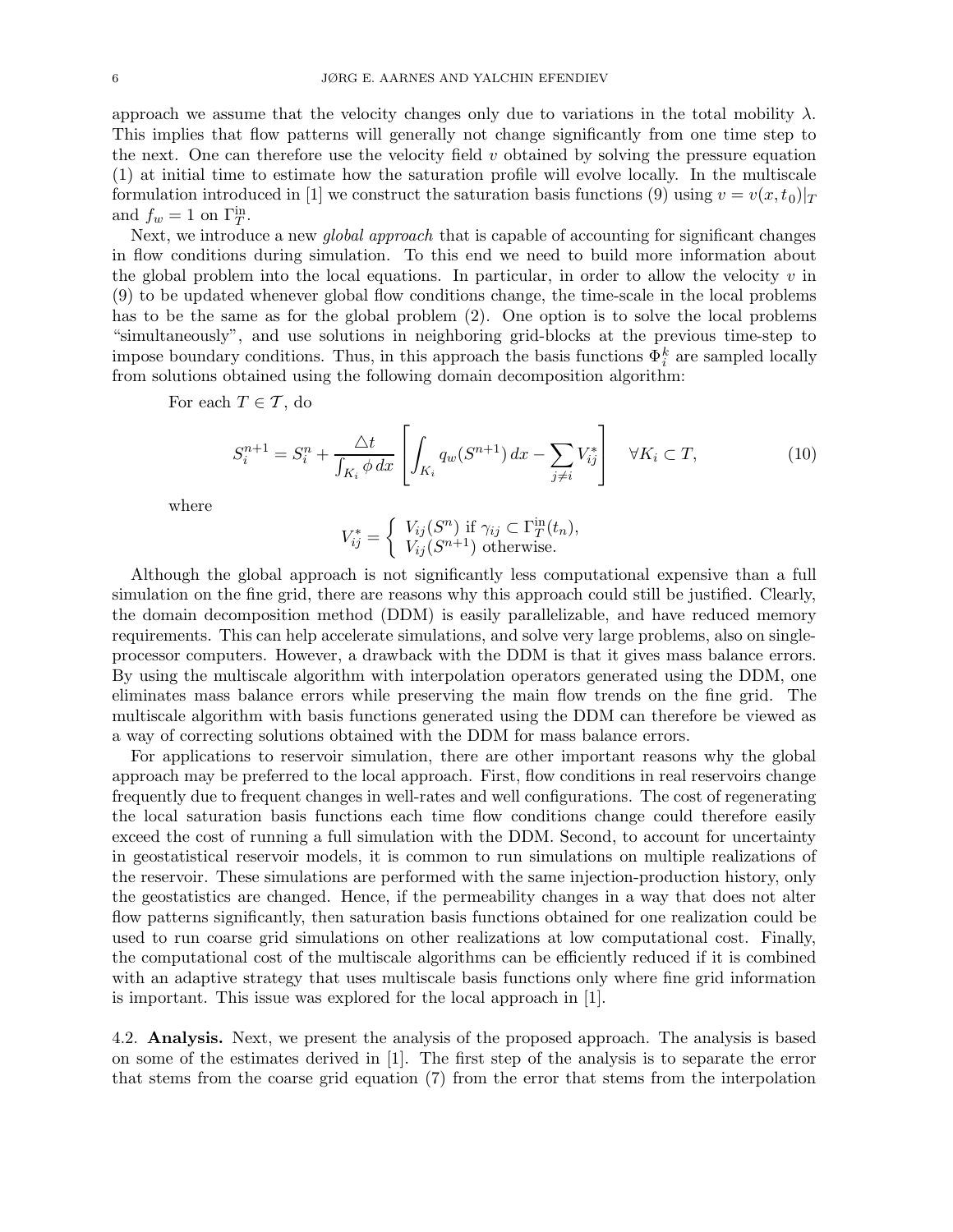approach we assume that the velocity changes only due to variations in the total mobility $\lambda$. This implies that flow patterns will generally not change significantly from one time step to the next. One can therefore use the velocity field $v$ obtained by solving the pressure equation (1) at initial time to estimate how the saturation profile will evolve locally. In the multiscale formulation introduced in [1] we construct the saturation basis functions (9) using $v = v(x, t_0)|_T$ and $f_w = 1$ on $\Gamma_T^{\text{in}}$.

Next, we introduce a new *global approach* that is capable of accounting for significant changes in flow conditions during simulation. To this end we need to build more information about the global problem into the local equations. In particular, in order to allow the velocity $v$ in (9) to be updated whenever global flow conditions change, the time-scale in the local problems has to be the same as for the global problem (2). One option is to solve the local problems "simultaneously", and use solutions in neighboring grid-blocks at the previous time-step to impose boundary conditions. Thus, in this approach the basis functions $\Phi_i^k$ are sampled locally from solutions obtained using the following domain decomposition algorithm:

For each $T \in \mathcal{T}$, do

$$S_i^{n+1} = S_i^n + \frac{\triangle t}{\int_{K_i} \phi \, dx} \left[ \int_{K_i} q_w(S^{n+1}) \, dx - \sum_{j \neq i} V_{ij}^* \right] \quad \forall K_i \subset T, \tag{10}$$

where

$$V_{ij}^* = \begin{cases} V_{ij}(S^n) \text{ if } \gamma_{ij} \subset \Gamma_T^{\text{in}}(t_n), \\ V_{ij}(S^{n+1}) \text{ otherwise.} \end{cases}$$

Although the global approach is not significantly less computational expensive than a full simulation on the fine grid, there are reasons why this approach could still be justified. Clearly, the domain decomposition method (DDM) is easily parallelizable, and have reduced memory requirements. This can help accelerate simulations, and solve very large problems, also on single-processor computers. However, a drawback with the DDM is that it gives mass balance errors. By using the multiscale algorithm with interpolation operators generated using the DDM, one eliminates mass balance errors while preserving the main flow trends on the fine grid. The multiscale algorithm with basis functions generated using the DDM can therefore be viewed as a way of correcting solutions obtained with the DDM for mass balance errors.

For applications to reservoir simulation, there are other important reasons why the global approach may be preferred to the local approach. First, flow conditions in real reservoirs change frequently due to frequent changes in well-rates and well configurations. The cost of regenerating the local saturation basis functions each time flow conditions change could therefore easily exceed the cost of running a full simulation with the DDM. Second, to account for uncertainty in geostatistical reservoir models, it is common to run simulations on multiple realizations of the reservoir. These simulations are performed with the same injection-production history, only the geostatistics are changed. Hence, if the permeability changes in a way that does not alter flow patterns significantly, then saturation basis functions obtained for one realization could be used to run coarse grid simulations on other realizations at low computational cost. Finally, the computational cost of the multiscale algorithms can be efficiently reduced if it is combined with an adaptive strategy that uses multiscale basis functions only where fine grid information is important. This issue was explored for the local approach in [1].

4.2. **Analysis.** Next, we present the analysis of the proposed approach. The analysis is based on some of the estimates derived in [1]. The first step of the analysis is to separate the error that stems from the coarse grid equation (7) from the error that stems from the interpolation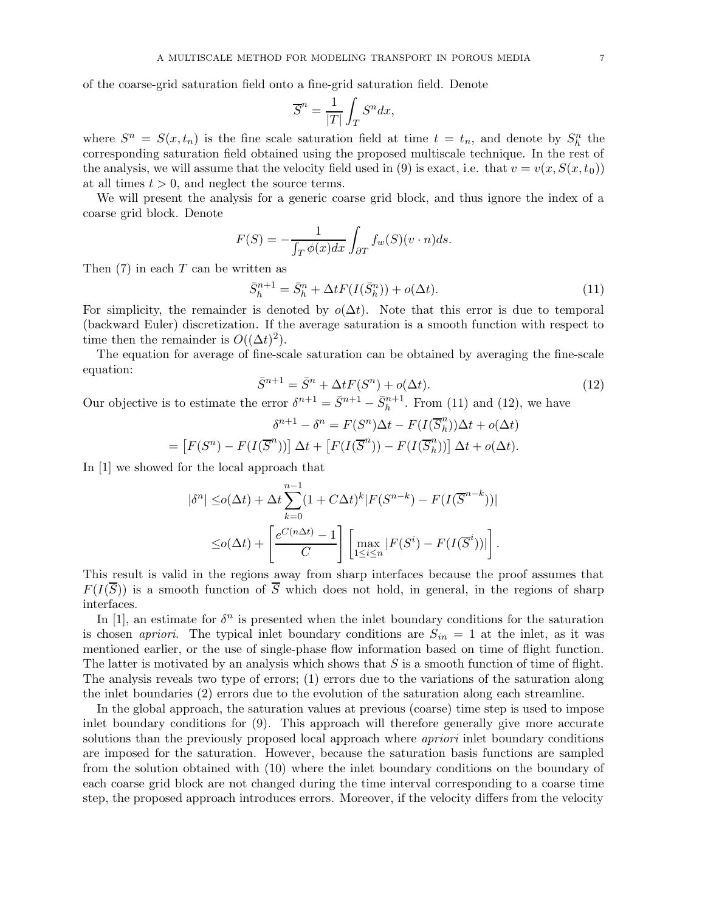of the coarse-grid saturation field onto a fine-grid saturation field. Denote

$$\overline{S}^n = \frac{1}{|T|}\int_T S^n dx,$$

where $S^n = S(x, t_n)$ is the fine scale saturation field at time $t = t_n$, and denote by $S_h^n$ the corresponding saturation field obtained using the proposed multiscale technique. In the rest of the analysis, we will assume that the velocity field used in (9) is exact, i.e. that $v = v(x, S(x, t_0))$ at all times $t > 0$, and neglect the source terms.

We will present the analysis for a generic coarse grid block, and thus ignore the index of a coarse grid block. Denote

$$F(S) = -\frac{1}{\int_T \phi(x) dx}\int_{\partial T} f_w(S)(v\cdot n) ds.$$

Then (7) in each $T$ can be written as

$$\bar{S}_h^{n+1} = \bar{S}_h^n + \Delta t F(I(\bar{S}_h^n)) + o(\Delta t). \tag{11}$$

For simplicity, the remainder is denoted by $o(\Delta t)$. Note that this error is due to temporal (backward Euler) discretization. If the average saturation is a smooth function with respect to time then the remainder is $O((\Delta t)^2)$.

The equation for average of fine-scale saturation can be obtained by averaging the fine-scale equation:

$$\bar{S}^{n+1} = \bar{S}^n + \Delta t F(S^n) + o(\Delta t). \tag{12}$$

Our objective is to estimate the error $\delta^{n+1} = \bar{S}^{n+1} - \bar{S}_h^{n+1}$. From (11) and (12), we have

$$\delta^{n+1} - \delta^n = F(S^n)\Delta t - F(I(\overline{S}_h^n))\Delta t + o(\Delta t)$$
$$= \left[F(S^n) - F(I(\overline{S}^n))\right]\Delta t + \left[F(I(\overline{S}^n)) - F(I(\overline{S}_h^n))\right]\Delta t + o(\Delta t).$$

In [1] we showed for the local approach that

$$\begin{aligned}
|\delta^n| \leq & o(\Delta t) + \Delta t \sum_{k=0}^{n-1}(1 + C\Delta t)^k |F(S^{n-k}) - F(I(\overline{S}^{n-k}))| \\
\leq & o(\Delta t) + \left[\frac{e^{C(n\Delta t)} - 1}{C}\right]\left[\max_{1\leq i\leq n}|F(S^i) - F(I(\overline{S}^i))|\right].
\end{aligned}$$

This result is valid in the regions away from sharp interfaces because the proof assumes that $F(I(\overline{S}))$ is a smooth function of $\overline{S}$ which does not hold, in general, in the regions of sharp interfaces.

In [1], an estimate for $\delta^n$ is presented when the inlet boundary conditions for the saturation is chosen *apriori*. The typical inlet boundary conditions are $S_{in} = 1$ at the inlet, as it was mentioned earlier, or the use of single-phase flow information based on time of flight function. The latter is motivated by an analysis which shows that $S$ is a smooth function of time of flight. The analysis reveals two type of errors; (1) errors due to the variations of the saturation along the inlet boundaries (2) errors due to the evolution of the saturation along each streamline.

In the global approach, the saturation values at previous (coarse) time step is used to impose inlet boundary conditions for (9). This approach will therefore generally give more accurate solutions than the previously proposed local approach where *apriori* inlet boundary conditions are imposed for the saturation. However, because the saturation basis functions are sampled from the solution obtained with (10) where the inlet boundary conditions on the boundary of each coarse grid block are not changed during the time interval corresponding to a coarse time step, the proposed approach introduces errors. Moreover, if the velocity differs from the velocity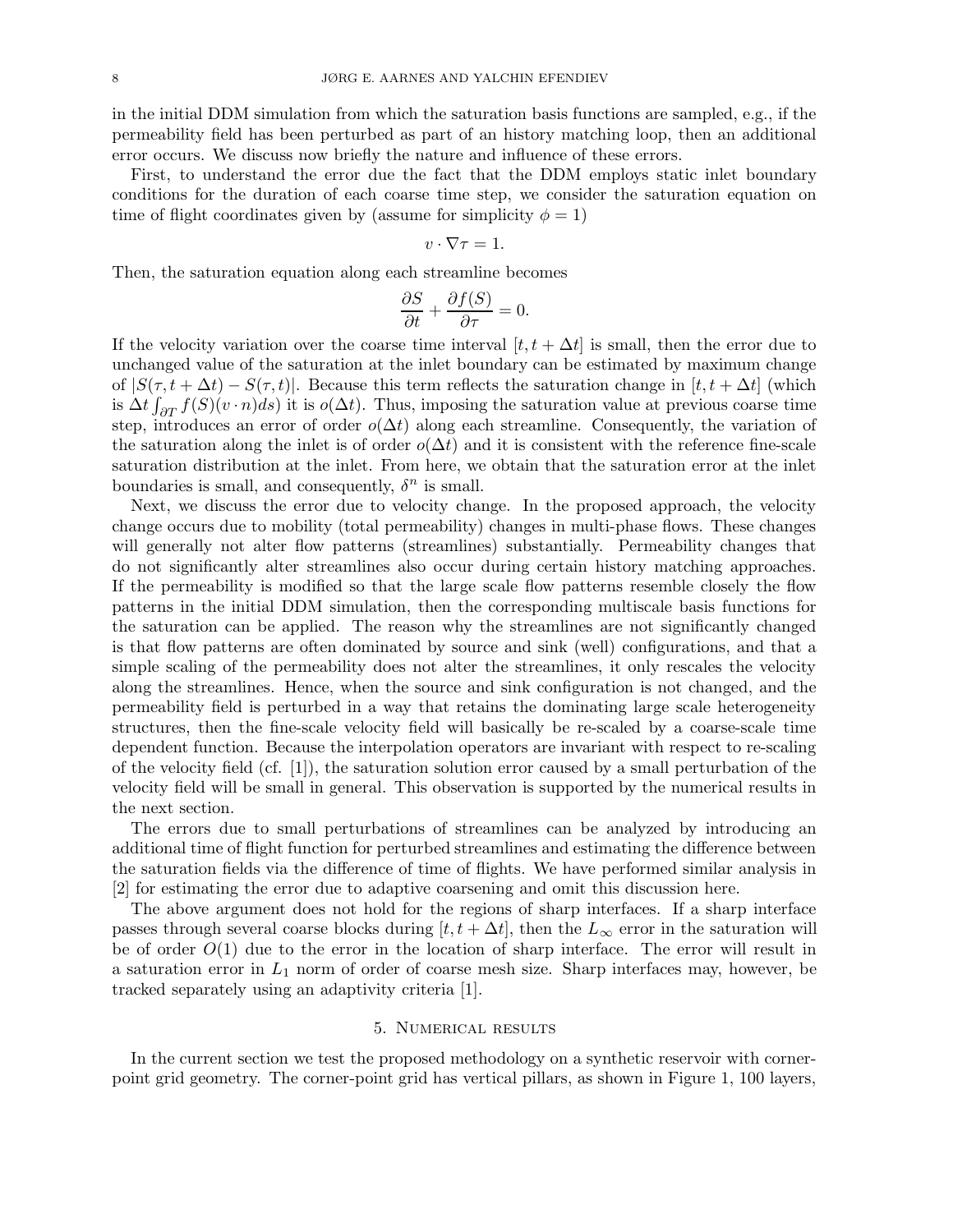in the initial DDM simulation from which the saturation basis functions are sampled, e.g., if the permeability field has been perturbed as part of an history matching loop, then an additional error occurs. We discuss now briefly the nature and influence of these errors.

First, to understand the error due the fact that the DDM employs static inlet boundary conditions for the duration of each coarse time step, we consider the saturation equation on time of flight coordinates given by (assume for simplicity $\phi = 1$)

$$v \cdot \nabla \tau = 1.$$

Then, the saturation equation along each streamline becomes

$$\frac{\partial S}{\partial t} + \frac{\partial f(S)}{\partial \tau} = 0.$$

If the velocity variation over the coarse time interval $[t, t + \Delta t]$ is small, then the error due to unchanged value of the saturation at the inlet boundary can be estimated by maximum change of $|S(\tau, t + \Delta t) - S(\tau, t)|$. Because this term reflects the saturation change in $[t, t + \Delta t]$ (which is $\Delta t \int_{\partial T} f(S)(v \cdot n) ds$) it is $o(\Delta t)$. Thus, imposing the saturation value at previous coarse time step, introduces an error of order $o(\Delta t)$ along each streamline. Consequently, the variation of the saturation along the inlet is of order $o(\Delta t)$ and it is consistent with the reference fine-scale saturation distribution at the inlet. From here, we obtain that the saturation error at the inlet boundaries is small, and consequently, $\delta^n$ is small.

Next, we discuss the error due to velocity change. In the proposed approach, the velocity change occurs due to mobility (total permeability) changes in multi-phase flows. These changes will generally not alter flow patterns (streamlines) substantially. Permeability changes that do not significantly alter streamlines also occur during certain history matching approaches. If the permeability is modified so that the large scale flow patterns resemble closely the flow patterns in the initial DDM simulation, then the corresponding multiscale basis functions for the saturation can be applied. The reason why the streamlines are not significantly changed is that flow patterns are often dominated by source and sink (well) configurations, and that a simple scaling of the permeability does not alter the streamlines, it only rescales the velocity along the streamlines. Hence, when the source and sink configuration is not changed, and the permeability field is perturbed in a way that retains the dominating large scale heterogeneity structures, then the fine-scale velocity field will basically be re-scaled by a coarse-scale time dependent function. Because the interpolation operators are invariant with respect to re-scaling of the velocity field (cf. [1]), the saturation solution error caused by a small perturbation of the velocity field will be small in general. This observation is supported by the numerical results in the next section.

The errors due to small perturbations of streamlines can be analyzed by introducing an additional time of flight function for perturbed streamlines and estimating the difference between the saturation fields via the difference of time of flights. We have performed similar analysis in [2] for estimating the error due to adaptive coarsening and omit this discussion here.

The above argument does not hold for the regions of sharp interfaces. If a sharp interface passes through several coarse blocks during $[t, t + \Delta t]$, then the $L_\infty$ error in the saturation will be of order $O(1)$ due to the error in the location of sharp interface. The error will result in a saturation error in $L_1$ norm of order of coarse mesh size. Sharp interfaces may, however, be tracked separately using an adaptivity criteria [1].

## 5. Numerical results

In the current section we test the proposed methodology on a synthetic reservoir with corner-point grid geometry. The corner-point grid has vertical pillars, as shown in Figure 1, 100 layers,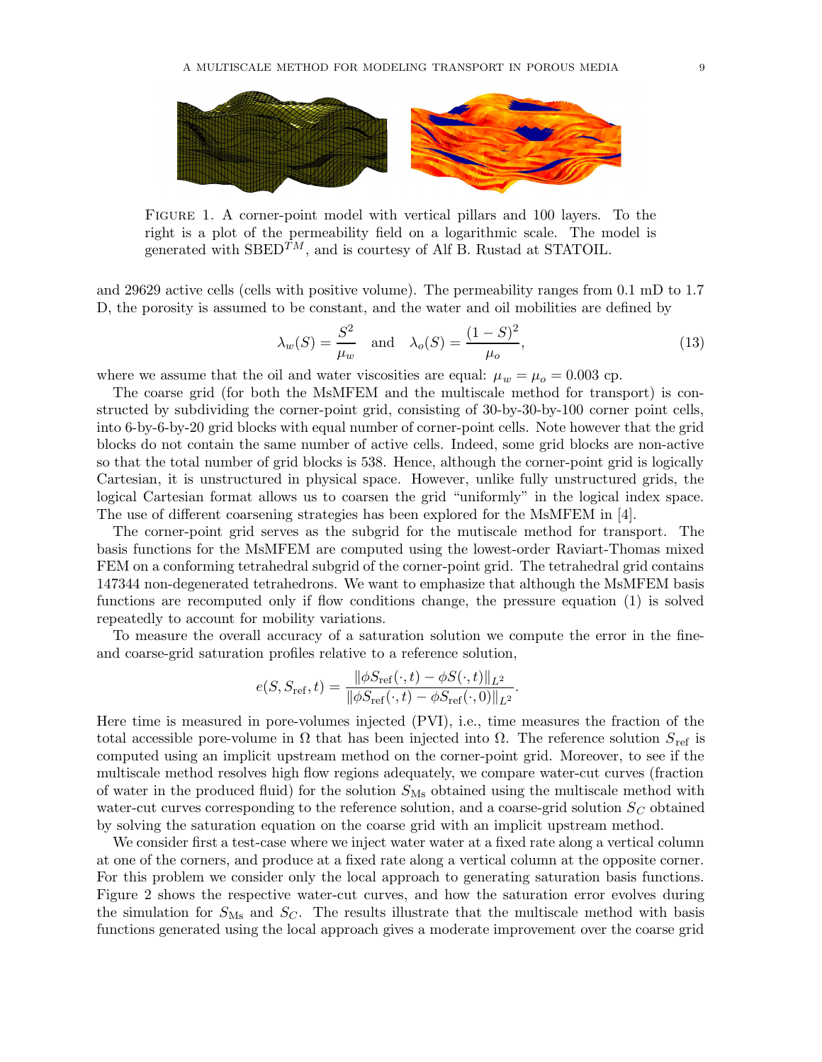FIGURE 1. A corner-point model with vertical pillars and 100 layers. To the right is a plot of the permeability field on a logarithmic scale. The model is generated with SBED$^{TM}$, and is courtesy of Alf B. Rustad at STATOIL.

and 29629 active cells (cells with positive volume). The permeability ranges from 0.1 mD to 1.7 D, the porosity is assumed to be constant, and the water and oil mobilities are defined by

$$\lambda_w(S) = \frac{S^2}{\mu_w} \quad \text{and} \quad \lambda_o(S) = \frac{(1-S)^2}{\mu_o}, \tag{13}$$

where we assume that the oil and water viscosities are equal: $\mu_w = \mu_o = 0.003$ cp.

The coarse grid (for both the MsMFEM and the multiscale method for transport) is constructed by subdividing the corner-point grid, consisting of 30-by-30-by-100 corner point cells, into 6-by-6-by-20 grid blocks with equal number of corner-point cells. Note however that the grid blocks do not contain the same number of active cells. Indeed, some grid blocks are non-active so that the total number of grid blocks is 538. Hence, although the corner-point grid is logically Cartesian, it is unstructured in physical space. However, unlike fully unstructured grids, the logical Cartesian format allows us to coarsen the grid "uniformly" in the logical index space. The use of different coarsening strategies has been explored for the MsMFEM in [4].

The corner-point grid serves as the subgrid for the mutiscale method for transport. The basis functions for the MsMFEM are computed using the lowest-order Raviart-Thomas mixed FEM on a conforming tetrahedral subgrid of the corner-point grid. The tetrahedral grid contains 147344 non-degenerated tetrahedrons. We want to emphasize that although the MsMFEM basis functions are recomputed only if flow conditions change, the pressure equation (1) is solved repeatedly to account for mobility variations.

To measure the overall accuracy of a saturation solution we compute the error in the fine- and coarse-grid saturation profiles relative to a reference solution,

$$e(S, S_{\text{ref}}, t) = \frac{\|\phi S_{\text{ref}}(\cdot,t) - \phi S(\cdot,t)\|_{L^2}}{\|\phi S_{\text{ref}}(\cdot,t) - \phi S_{\text{ref}}(\cdot,0)\|_{L^2}}.$$

Here time is measured in pore-volumes injected (PVI), i.e., time measures the fraction of the total accessible pore-volume in $\Omega$ that has been injected into $\Omega$. The reference solution $S_{\text{ref}}$ is computed using an implicit upstream method on the corner-point grid. Moreover, to see if the multiscale method resolves high flow regions adequately, we compare water-cut curves (fraction of water in the produced fluid) for the solution $S_{\text{Ms}}$ obtained using the multiscale method with water-cut curves corresponding to the reference solution, and a coarse-grid solution $S_C$ obtained by solving the saturation equation on the coarse grid with an implicit upstream method.

We consider first a test-case where we inject water water at a fixed rate along a vertical column at one of the corners, and produce at a fixed rate along a vertical column at the opposite corner. For this problem we consider only the local approach to generating saturation basis functions. Figure 2 shows the respective water-cut curves, and how the saturation error evolves during the simulation for $S_{\text{Ms}}$ and $S_C$. The results illustrate that the multiscale method with basis functions generated using the local approach gives a moderate improvement over the coarse grid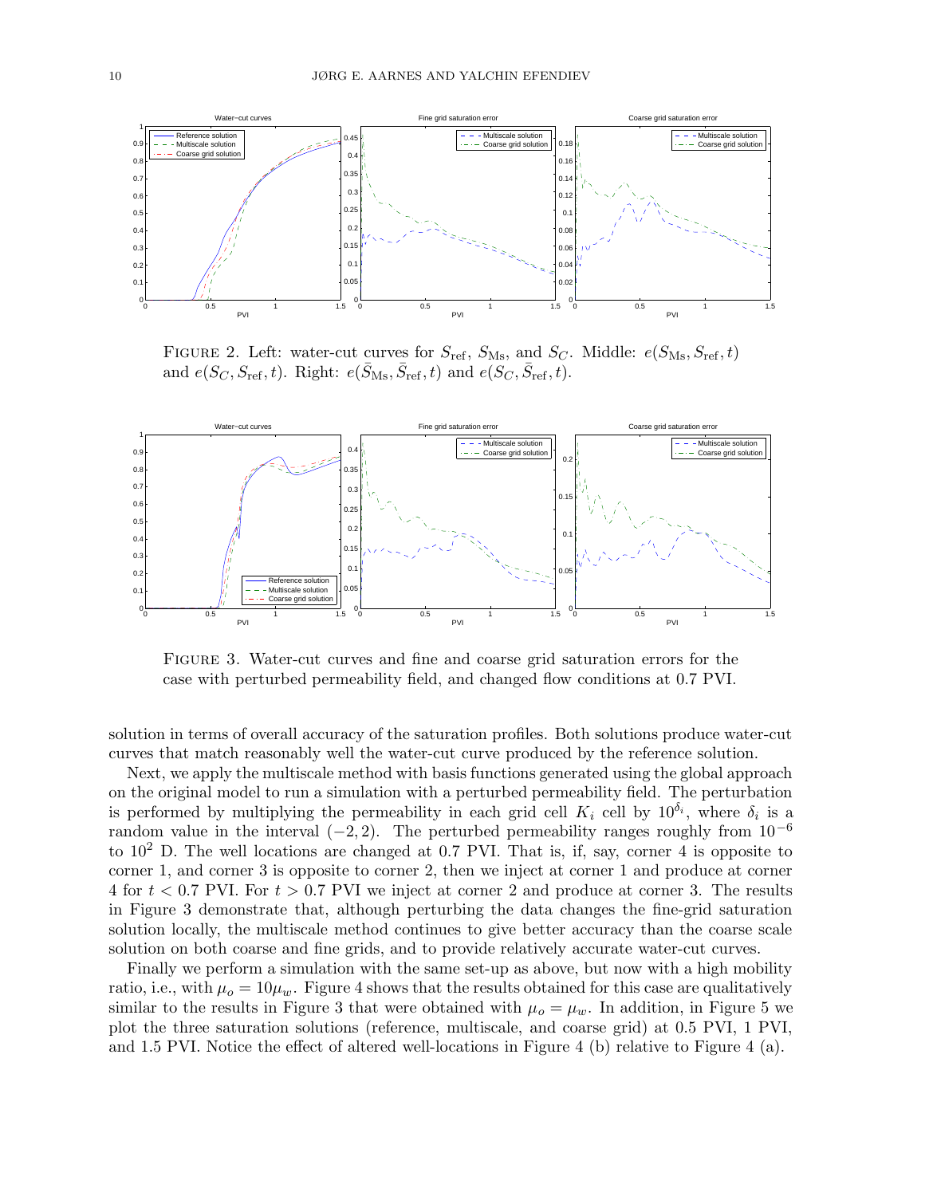FIGURE 2. Left: water-cut curves for $S_{\text{ref}}$, $S_{\text{Ms}}$, and $S_C$. Middle: $e(S_{\text{Ms}}, S_{\text{ref}}, t)$ and $e(S_C, S_{\text{ref}}, t)$. Right: $e(\bar{S}_{\text{Ms}}, \bar{S}_{\text{ref}}, t)$ and $e(S_C, \bar{S}_{\text{ref}}, t)$.

FIGURE 3. Water-cut curves and fine and coarse grid saturation errors for the case with perturbed permeability field, and changed flow conditions at 0.7 PVI.

solution in terms of overall accuracy of the saturation profiles. Both solutions produce water-cut curves that match reasonably well the water-cut curve produced by the reference solution.

Next, we apply the multiscale method with basis functions generated using the global approach on the original model to run a simulation with a perturbed permeability field. The perturbation is performed by multiplying the permeability in each grid cell $K_i$ cell by $10^{\delta_i}$, where $\delta_i$ is a random value in the interval $(-2, 2)$. The perturbed permeability ranges roughly from $10^{-6}$ to $10^2$ D. The well locations are changed at 0.7 PVI. That is, if, say, corner 4 is opposite to corner 1, and corner 3 is opposite to corner 2, then we inject at corner 1 and produce at corner 4 for $t < 0.7$ PVI. For $t > 0.7$ PVI we inject at corner 2 and produce at corner 3. The results in Figure 3 demonstrate that, although perturbing the data changes the fine-grid saturation solution locally, the multiscale method continues to give better accuracy than the coarse scale solution on both coarse and fine grids, and to provide relatively accurate water-cut curves.

Finally we perform a simulation with the same set-up as above, but now with a high mobility ratio, i.e., with $\mu_o = 10\mu_w$. Figure 4 shows that the results obtained for this case are qualitatively similar to the results in Figure 3 that were obtained with $\mu_o = \mu_w$. In addition, in Figure 5 we plot the three saturation solutions (reference, multiscale, and coarse grid) at 0.5 PVI, 1 PVI, and 1.5 PVI. Notice the effect of altered well-locations in Figure 4 (b) relative to Figure 4 (a).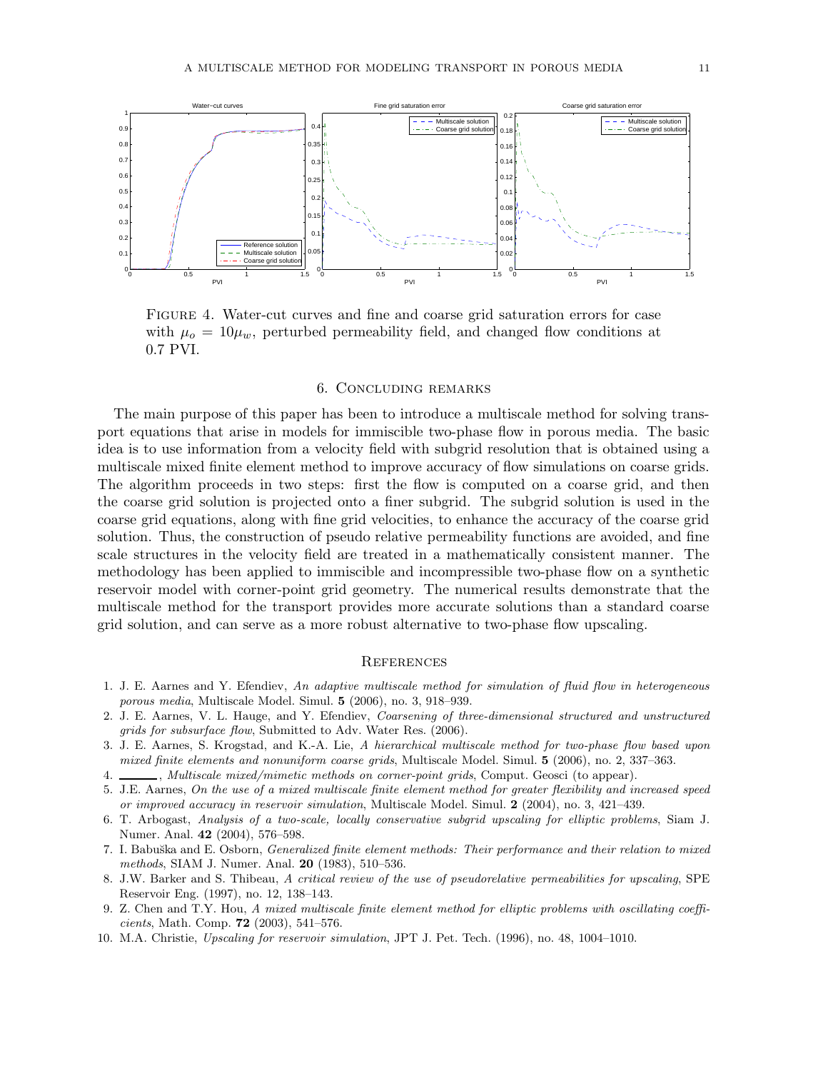Figure 4. Water-cut curves and fine and coarse grid saturation errors for case with $\mu_o = 10\mu_w$, perturbed permeability field, and changed flow conditions at 0.7 PVI.

## 6. Concluding remarks

The main purpose of this paper has been to introduce a multiscale method for solving transport equations that arise in models for immiscible two-phase flow in porous media. The basic idea is to use information from a velocity field with subgrid resolution that is obtained using a multiscale mixed finite element method to improve accuracy of flow simulations on coarse grids. The algorithm proceeds in two steps: first the flow is computed on a coarse grid, and then the coarse grid solution is projected onto a finer subgrid. The subgrid solution is used in the coarse grid equations, along with fine grid velocities, to enhance the accuracy of the coarse grid solution. Thus, the construction of pseudo relative permeability functions are avoided, and fine scale structures in the velocity field are treated in a mathematically consistent manner. The methodology has been applied to immiscible and incompressible two-phase flow on a synthetic reservoir model with corner-point grid geometry. The numerical results demonstrate that the multiscale method for the transport provides more accurate solutions than a standard coarse grid solution, and can serve as a more robust alternative to two-phase flow upscaling.

## References

1. J. E. Aarnes and Y. Efendiev, *An adaptive multiscale method for simulation of fluid flow in heterogeneous porous media*, Multiscale Model. Simul. **5** (2006), no. 3, 918–939.
2. J. E. Aarnes, V. L. Hauge, and Y. Efendiev, *Coarsening of three-dimensional structured and unstructured grids for subsurface flow*, Submitted to Adv. Water Res. (2006).
3. J. E. Aarnes, S. Krogstad, and K.-A. Lie, *A hierarchical multiscale method for two-phase flow based upon mixed finite elements and nonuniform coarse grids*, Multiscale Model. Simul. **5** (2006), no. 2, 337–363.
4. ———, *Multiscale mixed/mimetic methods on corner-point grids*, Comput. Geosci (to appear).
5. J.E. Aarnes, *On the use of a mixed multiscale finite element method for greater flexibility and increased speed or improved accuracy in reservoir simulation*, Multiscale Model. Simul. **2** (2004), no. 3, 421–439.
6. T. Arbogast, *Analysis of a two-scale, locally conservative subgrid upscaling for elliptic problems*, Siam J. Numer. Anal. **42** (2004), 576–598.
7. I. Babuška and E. Osborn, *Generalized finite element methods: Their performance and their relation to mixed methods*, SIAM J. Numer. Anal. **20** (1983), 510–536.
8. J.W. Barker and S. Thibeau, *A critical review of the use of pseudorelative permeabilities for upscaling*, SPE Reservoir Eng. (1997), no. 12, 138–143.
9. Z. Chen and T.Y. Hou, *A mixed multiscale finite element method for elliptic problems with oscillating coefficients*, Math. Comp. **72** (2003), 541–576.
10. M.A. Christie, *Upscaling for reservoir simulation*, JPT J. Pet. Tech. (1996), no. 48, 1004–1010.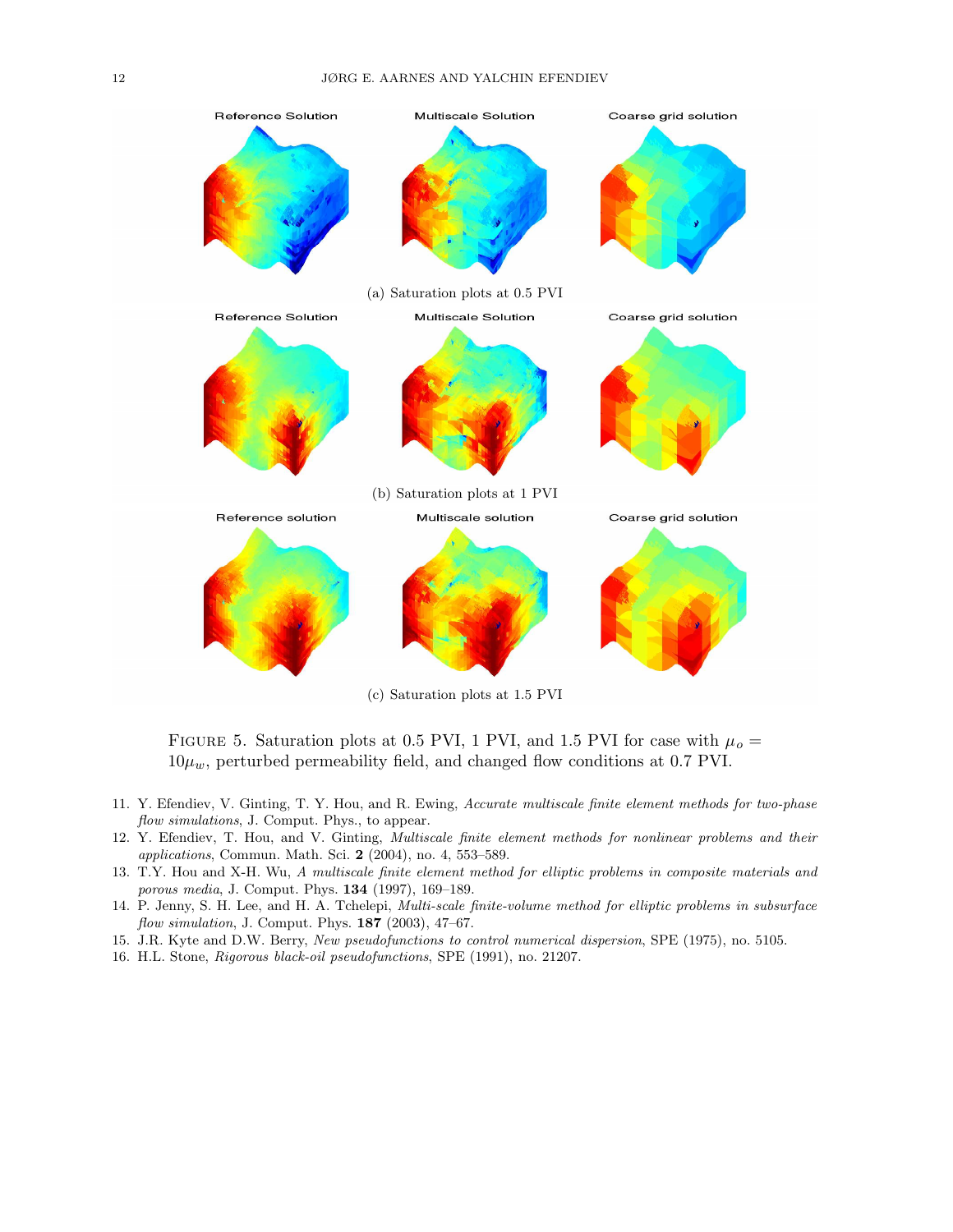Reference Solution

Multiscale Solution

Coarse grid solution

(a) Saturation plots at 0.5 PVI

Reference Solution

Multiscale Solution

Coarse grid solution

(b) Saturation plots at 1 PVI

Reference solution

Multiscale solution

Coarse grid solution

(c) Saturation plots at 1.5 PVI

FIGURE 5. Saturation plots at 0.5 PVI, 1 PVI, and 1.5 PVI for case with $\mu_o = 10\mu_w$, perturbed permeability field, and changed flow conditions at 0.7 PVI.

11. Y. Efendiev, V. Ginting, T. Y. Hou, and R. Ewing, *Accurate multiscale finite element methods for two-phase flow simulations*, J. Comput. Phys., to appear.
12. Y. Efendiev, T. Hou, and V. Ginting, *Multiscale finite element methods for nonlinear problems and their applications*, Commun. Math. Sci. **2** (2004), no. 4, 553–589.
13. T.Y. Hou and X-H. Wu, *A multiscale finite element method for elliptic problems in composite materials and porous media*, J. Comput. Phys. **134** (1997), 169–189.
14. P. Jenny, S. H. Lee, and H. A. Tchelepi, *Multi-scale finite-volume method for elliptic problems in subsurface flow simulation*, J. Comput. Phys. **187** (2003), 47–67.
15. J.R. Kyte and D.W. Berry, *New pseudofunctions to control numerical dispersion*, SPE (1975), no. 5105.
16. H.L. Stone, *Rigorous black-oil pseudofunctions*, SPE (1991), no. 21207.